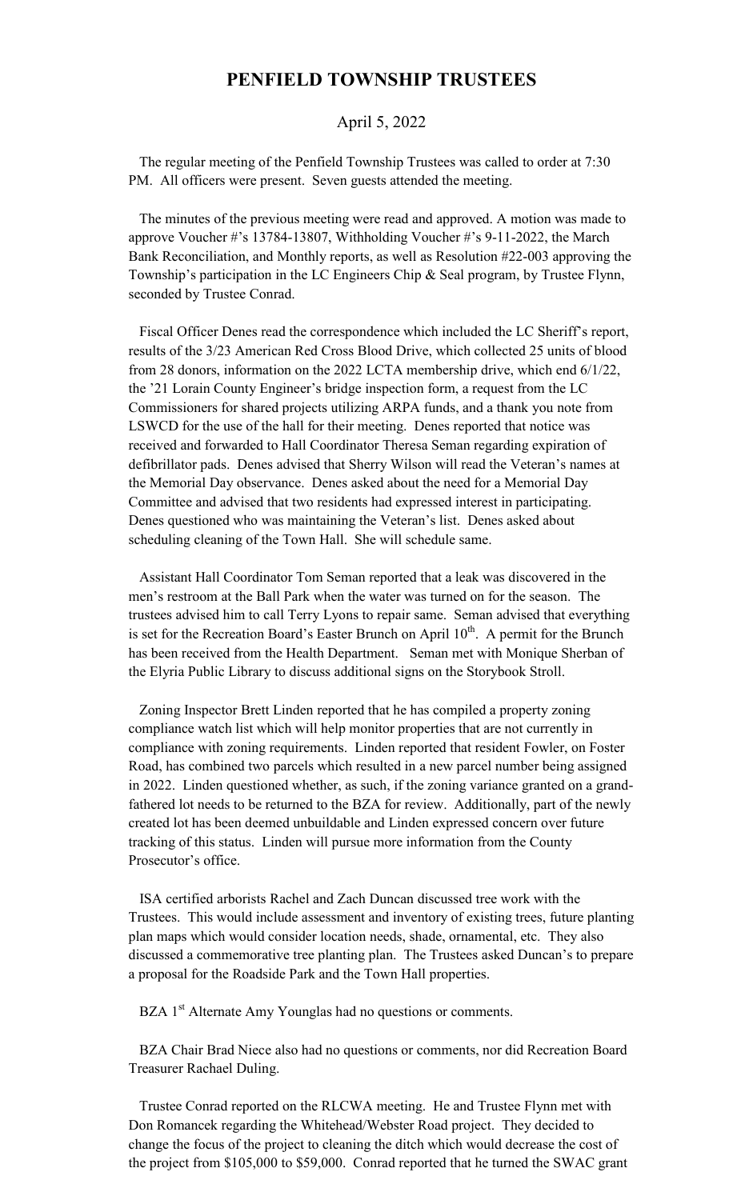# PENFIELD TOWNSHIP TRUSTEES

April 5, 2022

The regular meeting of the Penfield Township Trustees was called to order at 7:30 PM. All officers were present. Seven guests attended the meeting.

The minutes of the previous meeting were read and approved. A motion was made to approve Voucher #'s 13784-13807, Withholding Voucher #'s 9-11-2022, the March Bank Reconciliation, and Monthly reports, as well as Resolution #22-003 approving the Township's participation in the LC Engineers Chip & Seal program, by Trustee Flynn, seconded by Trustee Conrad.

Fiscal Officer Denes read the correspondence which included the LC Sheriff's report, results of the 3/23 American Red Cross Blood Drive, which collected 25 units of blood from 28 donors, information on the 2022 LCTA membership drive, which end 6/1/22, the '21 Lorain County Engineer's bridge inspection form, a request from the LC Commissioners for shared projects utilizing ARPA funds, and a thank you note from LSWCD for the use of the hall for their meeting. Denes reported that notice was received and forwarded to Hall Coordinator Theresa Seman regarding expiration of defibrillator pads. Denes advised that Sherry Wilson will read the Veteran's names at the Memorial Day observance. Denes asked about the need for a Memorial Day Committee and advised that two residents had expressed interest in participating. Denes questioned who was maintaining the Veteran's list. Denes asked about scheduling cleaning of the Town Hall. She will schedule same.

Assistant Hall Coordinator Tom Seman reported that a leak was discovered in the men's restroom at the Ball Park when the water was turned on for the season. The trustees advised him to call Terry Lyons to repair same. Seman advised that everything is set for the Recreation Board's Easter Brunch on April 10th. A permit for the Brunch has been received from the Health Department. Seman met with Monique Sherban of the Elyria Public Library to discuss additional signs on the Storybook Stroll.

Zoning Inspector Brett Linden reported that he has compiled a property zoning compliance watch list which will help monitor properties that are not currently in compliance with zoning requirements. Linden reported that resident Fowler, on Foster Road, has combined two parcels which resulted in a new parcel number being assigned in 2022. Linden questioned whether, as such, if the zoning variance granted on a grand-fathered lot needs to be returned to the BZA for review. Additionally, part of the newly created lot has been deemed unbuildable and Linden expressed concern over future tracking of this status. Linden will pursue more information from the County Prosecutor's office.

ISA certified arborists Rachel and Zach Duncan discussed tree work with the Trustees. This would include assessment and inventory of existing trees, future planting plan maps which would consider location needs, shade, ornamental, etc. They also discussed a commemorative tree planting plan. The Trustees asked Duncan's to prepare a proposal for the Roadside Park and the Town Hall properties.

BZA 1st Alternate Amy Younglas had no questions or comments.

BZA Chair Brad Niece also had no questions or comments, nor did Recreation Board Treasurer Rachael Duling.

Trustee Conrad reported on the RLCWA meeting. He and Trustee Flynn met with Don Romancek regarding the Whitehead/Webster Road project. They decided to change the focus of the project to cleaning the ditch which would decrease the cost of the project from $105,000 to $59,000. Conrad reported that he turned the SWAC grant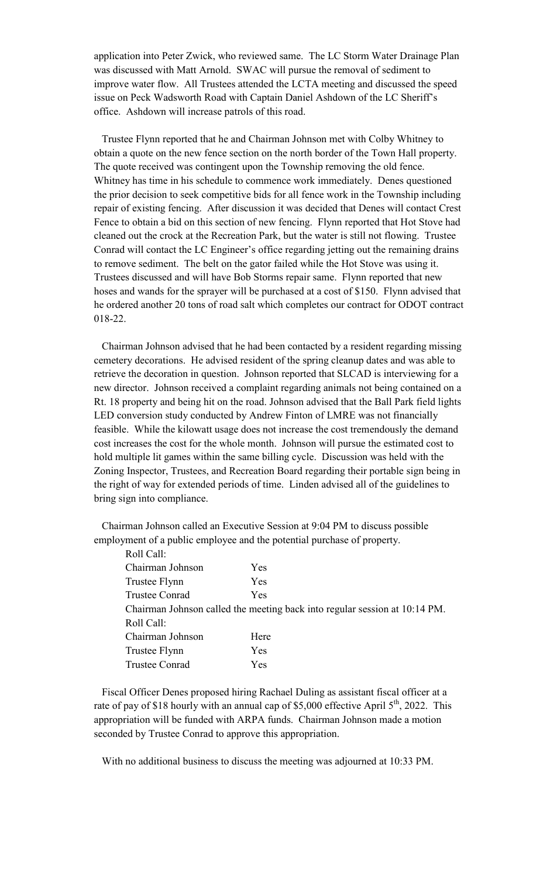application into Peter Zwick, who reviewed same. The LC Storm Water Drainage Plan was discussed with Matt Arnold. SWAC will pursue the removal of sediment to improve water flow. All Trustees attended the LCTA meeting and discussed the speed issue on Peck Wadsworth Road with Captain Daniel Ashdown of the LC Sheriff's office. Ashdown will increase patrols of this road.

Trustee Flynn reported that he and Chairman Johnson met with Colby Whitney to obtain a quote on the new fence section on the north border of the Town Hall property. The quote received was contingent upon the Township removing the old fence. Whitney has time in his schedule to commence work immediately. Denes questioned the prior decision to seek competitive bids for all fence work in the Township including repair of existing fencing. After discussion it was decided that Denes will contact Crest Fence to obtain a bid on this section of new fencing. Flynn reported that Hot Stove had cleaned out the crock at the Recreation Park, but the water is still not flowing. Trustee Conrad will contact the LC Engineer's office regarding jetting out the remaining drains to remove sediment. The belt on the gator failed while the Hot Stove was using it. Trustees discussed and will have Bob Storms repair same. Flynn reported that new hoses and wands for the sprayer will be purchased at a cost of $150. Flynn advised that he ordered another 20 tons of road salt which completes our contract for ODOT contract 018-22.

Chairman Johnson advised that he had been contacted by a resident regarding missing cemetery decorations. He advised resident of the spring cleanup dates and was able to retrieve the decoration in question. Johnson reported that SLCAD is interviewing for a new director. Johnson received a complaint regarding animals not being contained on a Rt. 18 property and being hit on the road. Johnson advised that the Ball Park field lights LED conversion study conducted by Andrew Finton of LMRE was not financially feasible. While the kilowatt usage does not increase the cost tremendously the demand cost increases the cost for the whole month. Johnson will pursue the estimated cost to hold multiple lit games within the same billing cycle. Discussion was held with the Zoning Inspector, Trustees, and Recreation Board regarding their portable sign being in the right of way for extended periods of time. Linden advised all of the guidelines to bring sign into compliance.

Chairman Johnson called an Executive Session at 9:04 PM to discuss possible employment of a public employee and the potential purchase of property.

Roll Call:

| | |
|---|---|
| Chairman Johnson | Yes |
| Trustee Flynn | Yes |
| Trustee Conrad | Yes |

Chairman Johnson called the meeting back into regular session at 10:14 PM.

Roll Call:

| | |
|---|---|
| Chairman Johnson | Here |
| Trustee Flynn | Yes |
| Trustee Conrad | Yes |

Fiscal Officer Denes proposed hiring Rachael Duling as assistant fiscal officer at a rate of pay of $18 hourly with an annual cap of $5,000 effective April 5th, 2022. This appropriation will be funded with ARPA funds. Chairman Johnson made a motion seconded by Trustee Conrad to approve this appropriation.

With no additional business to discuss the meeting was adjourned at 10:33 PM.